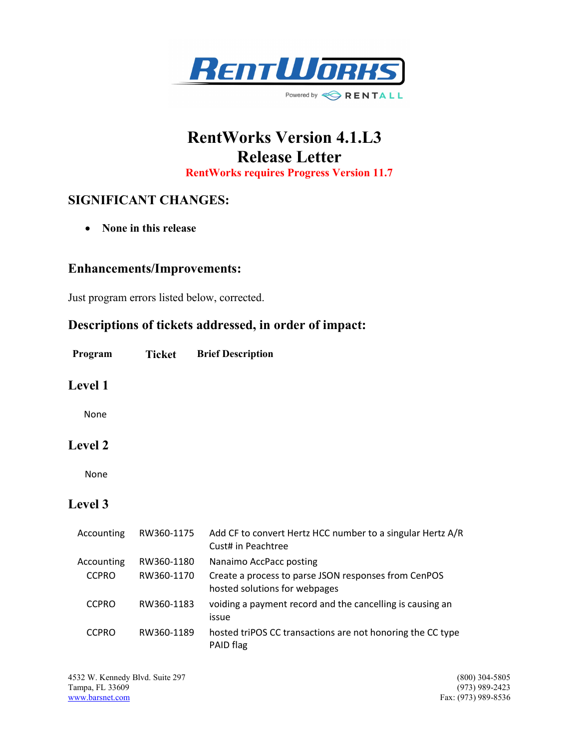RentWorks
Powered by RENTALL

# RentWorks Version 4.1.L3
# Release Letter

RentWorks requires Progress Version 11.7

## SIGNIFICANT CHANGES:

- **None in this release**

## Enhancements/Improvements:

Just program errors listed below, corrected.

## Descriptions of tickets addressed, in order of impact:

| Program | Ticket | Brief Description |
|---|---|---|

### Level 1

None

### Level 2

None

### Level 3

| Program | Ticket | Brief Description |
|---|---|---|
| Accounting | RW360-1175 | Add CF to convert Hertz HCC number to a singular Hertz A/R Cust# in Peachtree |
| Accounting | RW360-1180 | Nanaimo AccPacc posting |
| CCPRO | RW360-1170 | Create a process to parse JSON responses from CenPOS hosted solutions for webpages |
| CCPRO | RW360-1183 | voiding a payment record and the cancelling is causing an issue |
| CCPRO | RW360-1189 | hosted triPOS CC transactions are not honoring the CC type PAID flag |

4532 W. Kennedy Blvd. Suite 297
Tampa, FL 33609
www.barsnet.com

(800) 304-5805
(973) 989-2423
Fax: (973) 989-8536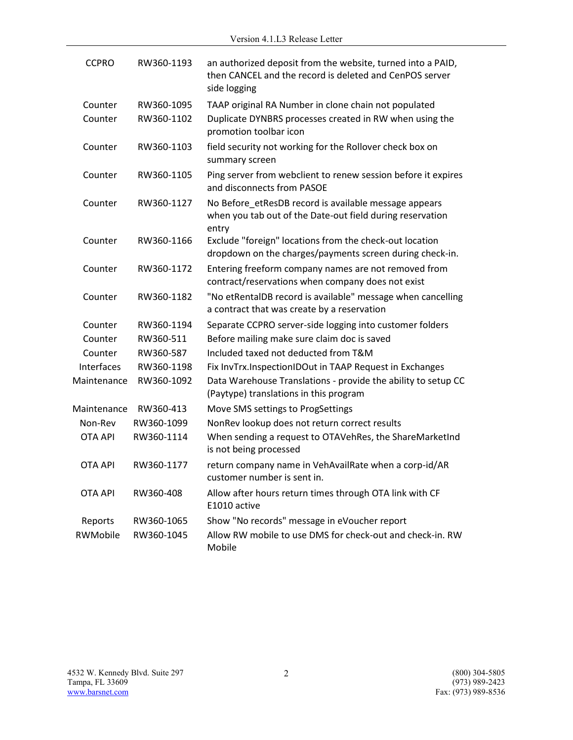| | | |
|---|---|---|
| CCPRO | RW360-1193 | an authorized deposit from the website, turned into a PAID, then CANCEL and the record is deleted and CenPOS server side logging |
| Counter | RW360-1095 | TAAP original RA Number in clone chain not populated |
| Counter | RW360-1102 | Duplicate DYNBRS processes created in RW when using the promotion toolbar icon |
| Counter | RW360-1103 | field security not working for the Rollover check box on summary screen |
| Counter | RW360-1105 | Ping server from webclient to renew session before it expires and disconnects from PASOE |
| Counter | RW360-1127 | No Before_etResDB record is available message appears when you tab out of the Date-out field during reservation entry |
| Counter | RW360-1166 | Exclude "foreign" locations from the check-out location dropdown on the charges/payments screen during check-in. |
| Counter | RW360-1172 | Entering freeform company names are not removed from contract/reservations when company does not exist |
| Counter | RW360-1182 | "No etRentalDB record is available" message when cancelling a contract that was create by a reservation |
| Counter | RW360-1194 | Separate CCPRO server-side logging into customer folders |
| Counter | RW360-511 | Before mailing make sure claim doc is saved |
| Counter | RW360-587 | Included taxed not deducted from T&M |
| Interfaces | RW360-1198 | Fix InvTrx.InspectionIDOut in TAAP Request in Exchanges |
| Maintenance | RW360-1092 | Data Warehouse Translations - provide the ability to setup CC (Paytype) translations in this program |
| Maintenance | RW360-413 | Move SMS settings to ProgSettings |
| Non-Rev | RW360-1099 | NonRev lookup does not return correct results |
| OTA API | RW360-1114 | When sending a request to OTAVehRes, the ShareMarketInd is not being processed |
| OTA API | RW360-1177 | return company name in VehAvailRate when a corp-id/AR customer number is sent in. |
| OTA API | RW360-408 | Allow after hours return times through OTA link with CF E1010 active |
| Reports | RW360-1065 | Show "No records" message in eVoucher report |
| RWMobile | RW360-1045 | Allow RW mobile to use DMS for check-out and check-in. RW Mobile |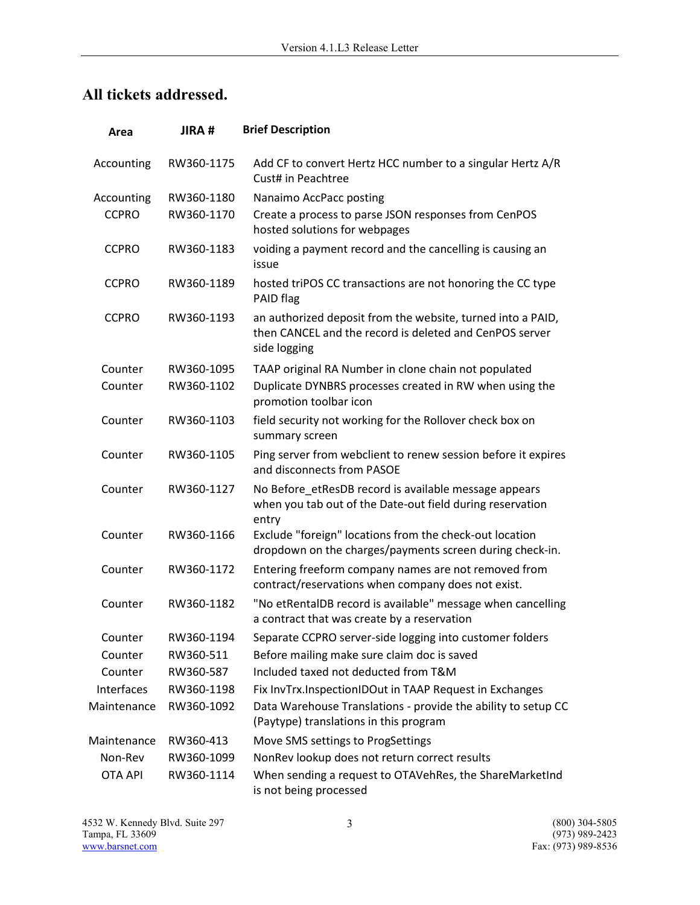# All tickets addressed.

| Area | JIRA # | Brief Description |
|---|---|---|
| Accounting | RW360-1175 | Add CF to convert Hertz HCC number to a singular Hertz A/R Cust# in Peachtree |
| Accounting | RW360-1180 | Nanaimo AccPacc posting |
| CCPRO | RW360-1170 | Create a process to parse JSON responses from CenPOS hosted solutions for webpages |
| CCPRO | RW360-1183 | voiding a payment record and the cancelling is causing an issue |
| CCPRO | RW360-1189 | hosted triPOS CC transactions are not honoring the CC type PAID flag |
| CCPRO | RW360-1193 | an authorized deposit from the website, turned into a PAID, then CANCEL and the record is deleted and CenPOS server side logging |
| Counter | RW360-1095 | TAAP original RA Number in clone chain not populated |
| Counter | RW360-1102 | Duplicate DYNBRS processes created in RW when using the promotion toolbar icon |
| Counter | RW360-1103 | field security not working for the Rollover check box on summary screen |
| Counter | RW360-1105 | Ping server from webclient to renew session before it expires and disconnects from PASOE |
| Counter | RW360-1127 | No Before_etResDB record is available message appears when you tab out of the Date-out field during reservation entry |
| Counter | RW360-1166 | Exclude "foreign" locations from the check-out location dropdown on the charges/payments screen during check-in. |
| Counter | RW360-1172 | Entering freeform company names are not removed from contract/reservations when company does not exist. |
| Counter | RW360-1182 | "No etRentalDB record is available" message when cancelling a contract that was create by a reservation |
| Counter | RW360-1194 | Separate CCPRO server-side logging into customer folders |
| Counter | RW360-511 | Before mailing make sure claim doc is saved |
| Counter | RW360-587 | Included taxed not deducted from T&M |
| Interfaces | RW360-1198 | Fix InvTrx.InspectionIDOut in TAAP Request in Exchanges |
| Maintenance | RW360-1092 | Data Warehouse Translations - provide the ability to setup CC (Paytype) translations in this program |
| Maintenance | RW360-413 | Move SMS settings to ProgSettings |
| Non-Rev | RW360-1099 | NonRev lookup does not return correct results |
| OTA API | RW360-1114 | When sending a request to OTAVehRes, the ShareMarketInd is not being processed |

4532 W. Kennedy Blvd. Suite 297
Tampa, FL 33609
www.barsnet.com

(800) 304-5805
(973) 989-2423
Fax: (973) 989-8536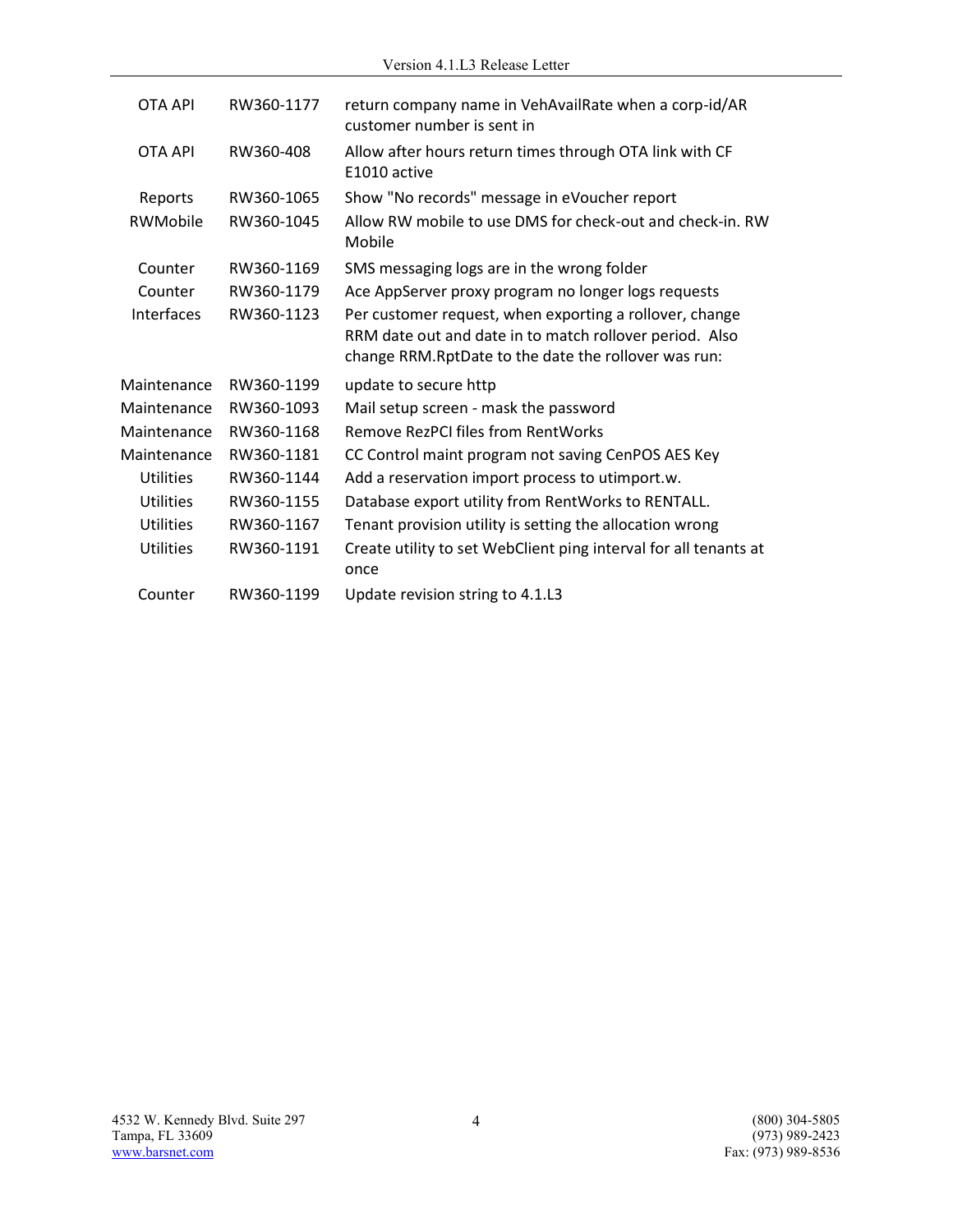| | | |
|---|---|---|
| OTA API | RW360-1177 | return company name in VehAvailRate when a corp-id/AR customer number is sent in |
| OTA API | RW360-408 | Allow after hours return times through OTA link with CF E1010 active |
| Reports | RW360-1065 | Show "No records" message in eVoucher report |
| RWMobile | RW360-1045 | Allow RW mobile to use DMS for check-out and check-in. RW Mobile |
| Counter | RW360-1169 | SMS messaging logs are in the wrong folder |
| Counter | RW360-1179 | Ace AppServer proxy program no longer logs requests |
| Interfaces | RW360-1123 | Per customer request, when exporting a rollover, change RRM date out and date in to match rollover period. Also change RRM.RptDate to the date the rollover was run: |
| Maintenance | RW360-1199 | update to secure http |
| Maintenance | RW360-1093 | Mail setup screen - mask the password |
| Maintenance | RW360-1168 | Remove RezPCI files from RentWorks |
| Maintenance | RW360-1181 | CC Control maint program not saving CenPOS AES Key |
| Utilities | RW360-1144 | Add a reservation import process to utimport.w. |
| Utilities | RW360-1155 | Database export utility from RentWorks to RENTALL. |
| Utilities | RW360-1167 | Tenant provision utility is setting the allocation wrong |
| Utilities | RW360-1191 | Create utility to set WebClient ping interval for all tenants at once |
| Counter | RW360-1199 | Update revision string to 4.1.L3 |